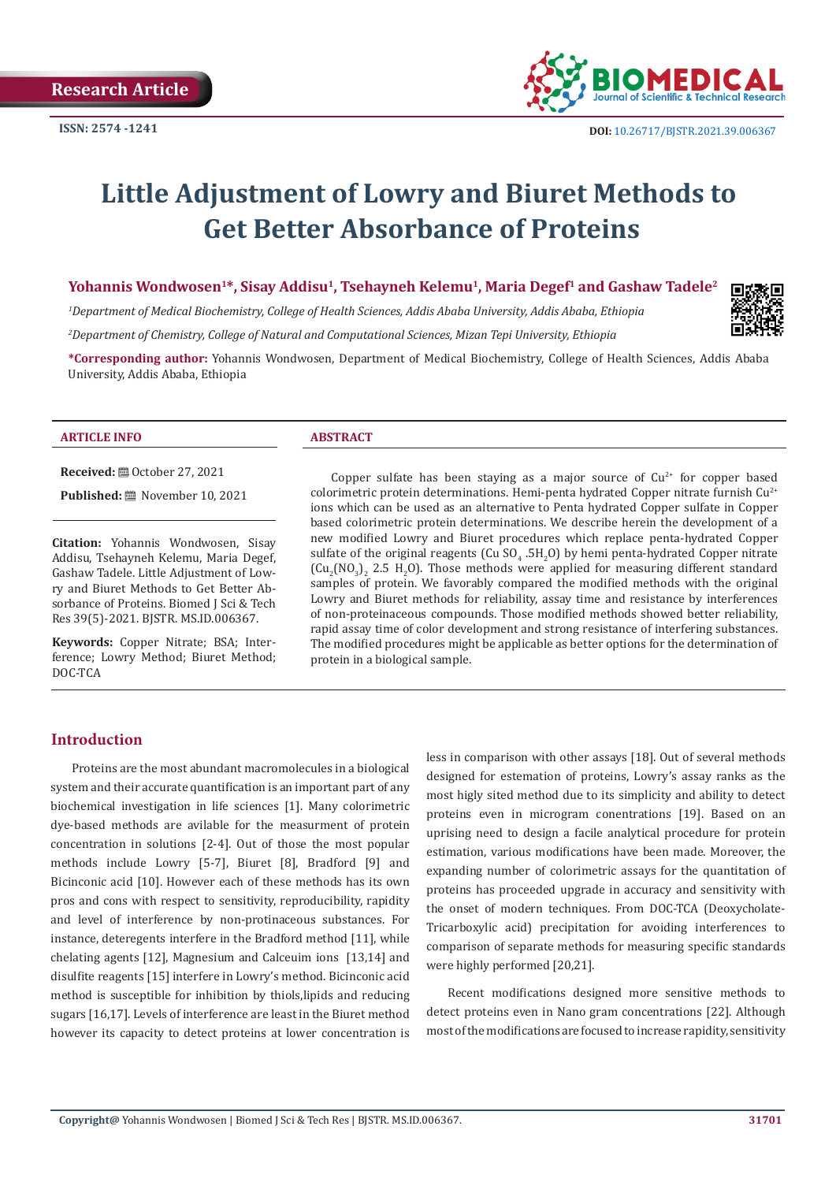Research Article

ISSN: 2574 -1241

DOI: 10.26717/BJSTR.2021.39.006367

# Little Adjustment of Lowry and Biuret Methods to Get Better Absorbance of Proteins

**Yohannis Wondwosen[1]\*, Sisay Addisu[1], Tsehayneh Kelemu[1], Maria Degef[1] and Gashaw Tadele[2]**

*[1]Department of Medical Biochemistry, College of Health Sciences, Addis Ababa University, Addis Ababa, Ethiopia*

*[2]Department of Chemistry, College of Natural and Computational Sciences, Mizan Tepi University, Ethiopia*

**\*Corresponding author:** Yohannis Wondwosen, Department of Medical Biochemistry, College of Health Sciences, Addis Ababa University, Addis Ababa, Ethiopia

### ARTICLE INFO

**Received:** October 27, 2021

**Published:** November 10, 2021

**Citation:** Yohannis Wondwosen, Sisay Addisu, Tsehayneh Kelemu, Maria Degef, Gashaw Tadele. Little Adjustment of Lowry and Biuret Methods to Get Better Absorbance of Proteins. Biomed J Sci & Tech Res 39(5)-2021. BJSTR. MS.ID.006367.

**Keywords:** Copper Nitrate; BSA; Interference; Lowry Method; Biuret Method; DOC-TCA

### ABSTRACT

Copper sulfate has been staying as a major source of $Cu^{2+}$ for copper based colorimetric protein determinations. Hemi-penta hydrated Copper nitrate furnish $Cu^{2+}$ ions which can be used as an alternative to Penta hydrated Copper sulfate in Copper based colorimetric protein determinations. We describe herein the development of a new modified Lowry and Biuret procedures which replace penta-hydrated Copper sulfate of the original reagents ($Cu\,SO_4\,.5H_2O$) by hemi penta-hydrated Copper nitrate ($Cu_2(NO_3)_2$ 2.5 $H_2O$). Those methods were applied for measuring different standard samples of protein. We favorably compared the modified methods with the original Lowry and Biuret methods for reliability, assay time and resistance by interferences of non-proteinaceous compounds. Those modified methods showed better reliability, rapid assay time of color development and strong resistance of interfering substances. The modified procedures might be applicable as better options for the determination of protein in a biological sample.

## Introduction

Proteins are the most abundant macromolecules in a biological system and their accurate quantification is an important part of any biochemical investigation in life sciences [1]. Many colorimetric dye-based methods are avilable for the measurment of protein concentration in solutions [2-4]. Out of those the most popular methods include Lowry [5-7], Biuret [8], Bradford [9] and Bicinconic acid [10]. However each of these methods has its own pros and cons with respect to sensitivity, reproducibility, rapidity and level of interference by non-protinaceous substances. For instance, deteregents interfere in the Bradford method [11], while chelating agents [12], Magnesium and Calceuim ions [13,14] and disulfite reagents [15] interfere in Lowry's method. Bicinconic acid method is susceptible for inhibition by thiols,lipids and reducing sugars [16,17]. Levels of interference are least in the Biuret method however its capacity to detect proteins at lower concentration is less in comparison with other assays [18]. Out of several methods designed for estemation of proteins, Lowry's assay ranks as the most higly sited method due to its simplicity and ability to detect proteins even in microgram conentrations [19]. Based on an uprising need to design a facile analytical procedure for protein estimation, various modifications have been made. Moreover, the expanding number of colorimetric assays for the quantitation of proteins has proceeded upgrade in accuracy and sensitivity with the onset of modern techniques. From DOC-TCA (Deoxycholate-Tricarboxylic acid) precipitation for avoiding interferences to comparison of separate methods for measuring specific standards were highly performed [20,21].

Recent modifications designed more sensitive methods to detect proteins even in Nano gram concentrations [22]. Although most of the modifications are focused to increase rapidity, sensitivity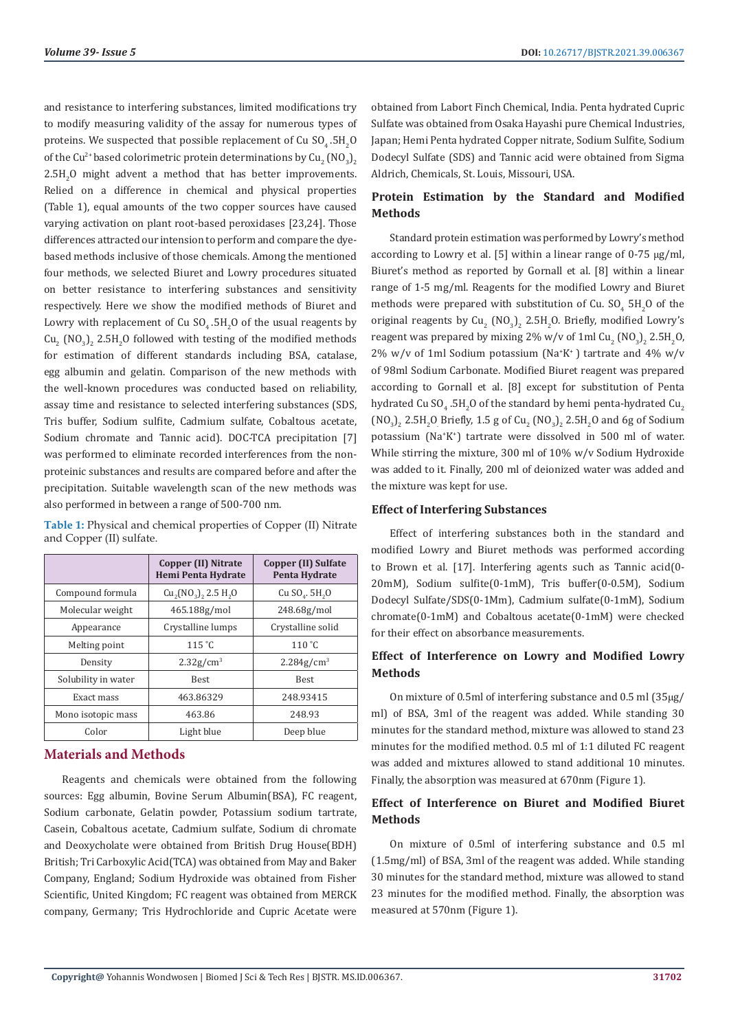and resistance to interfering substances, limited modifications try to modify measuring validity of the assay for numerous types of proteins. We suspected that possible replacement of Cu $SO_4.5H_2O$ of the $Cu^{2+}$ based colorimetric protein determinations by $Cu_2(NO_3)_2$ $2.5H_2O$ might advent a method that has better improvements. Relied on a difference in chemical and physical properties (Table 1), equal amounts of the two copper sources have caused varying activation on plant root-based peroxidases [23,24]. Those differences attracted our intension to perform and compare the dye-based methods inclusive of those chemicals. Among the mentioned four methods, we selected Biuret and Lowry procedures situated on better resistance to interfering substances and sensitivity respectively. Here we show the modified methods of Biuret and Lowry with replacement of Cu $SO_4.5H_2O$ of the usual reagents by $Cu_2(NO_3)_2$ $2.5H_2O$ followed with testing of the modified methods for estimation of different standards including BSA, catalase, egg albumin and gelatin. Comparison of the new methods with the well-known procedures was conducted based on reliability, assay time and resistance to selected interfering substances (SDS, Tris buffer, Sodium sulfite, Cadmium sulfate, Cobaltous acetate, Sodium chromate and Tannic acid). DOC-TCA precipitation [7] was performed to eliminate recorded interferences from the non-proteinic substances and results are compared before and after the precipitation. Suitable wavelength scan of the new methods was also performed in between a range of 500-700 nm.

**Table 1:** Physical and chemical properties of Copper (II) Nitrate and Copper (II) sulfate.

| | Copper (II) Nitrate Hemi Penta Hydrate | Copper (II) Sulfate Penta Hydrate |
|---|---|---|
| Compound formula | $Cu_2(NO_3)_2$ 2.5 $H_2O$ | Cu $SO_4$. $5H_2O$ |
| Molecular weight | 465.188g/mol | 248.68g/mol |
| Appearance | Crystalline lumps | Crystalline solid |
| Melting point | 115 °C | 110 °C |
| Density | $2.32g/cm^3$ | $2.284g/cm^3$ |
| Solubility in water | Best | Best |
| Exact mass | 463.86329 | 248.93415 |
| Mono isotopic mass | 463.86 | 248.93 |
| Color | Light blue | Deep blue |

## Materials and Methods

Reagents and chemicals were obtained from the following sources: Egg albumin, Bovine Serum Albumin(BSA), FC reagent, Sodium carbonate, Gelatin powder, Potassium sodium tartrate, Casein, Cobaltous acetate, Cadmium sulfate, Sodium di chromate and Deoxycholate were obtained from British Drug House(BDH) British; Tri Carboxylic Acid(TCA) was obtained from May and Baker Company, England; Sodium Hydroxide was obtained from Fisher Scientific, United Kingdom; FC reagent was obtained from MERCK company, Germany; Tris Hydrochloride and Cupric Acetate were obtained from Labort Finch Chemical, India. Penta hydrated Cupric Sulfate was obtained from Osaka Hayashi pure Chemical Industries, Japan; Hemi Penta hydrated Copper nitrate, Sodium Sulfite, Sodium Dodecyl Sulfate (SDS) and Tannic acid were obtained from Sigma Aldrich, Chemicals, St. Louis, Missouri, USA.

### Protein Estimation by the Standard and Modified Methods

Standard protein estimation was performed by Lowry's method according to Lowry et al. [5] within a linear range of 0-75 μg/ml, Biuret's method as reported by Gornall et al. [8] within a linear range of 1-5 mg/ml. Reagents for the modified Lowry and Biuret methods were prepared with substitution of Cu. $SO_4$ $5H_2O$ of the original reagents by $Cu_2(NO_3)_2$ $2.5H_2O$. Briefly, modified Lowry's reagent was prepared by mixing 2% w/v of 1ml $Cu_2(NO_3)_2$ $2.5H_2O$, 2% w/v of 1ml Sodium potassium ($Na^+K^+$) tartrate and 4% w/v of 98ml Sodium Carbonate. Modified Biuret reagent was prepared according to Gornall et al. [8] except for substitution of Penta hydrated Cu $SO_4.5H_2O$ of the standard by hemi penta-hydrated $Cu_2(NO_3)_2$ $2.5H_2O$. Briefly, 1.5 g of $Cu_2(NO_3)_2$ $2.5H_2O$ and 6g of Sodium potassium ($Na^+K^+$) tartrate were dissolved in 500 ml of water. While stirring the mixture, 300 ml of 10% w/v Sodium Hydroxide was added to it. Finally, 200 ml of deionized water was added and the mixture was kept for use.

### Effect of Interfering Substances

Effect of interfering substances both in the standard and modified Lowry and Biuret methods was performed according to Brown et al. [17]. Interfering agents such as Tannic acid(0-20mM), Sodium sulfite(0-1mM), Tris buffer(0-0.5M), Sodium Dodecyl Sulfate/SDS(0-1Mm), Cadmium sulfate(0-1mM), Sodium chromate(0-1mM) and Cobaltous acetate(0-1mM) were checked for their effect on absorbance measurements.

### Effect of Interference on Lowry and Modified Lowry Methods

On mixture of 0.5ml of interfering substance and 0.5 ml (35μg/ml) of BSA, 3ml of the reagent was added. While standing 30 minutes for the standard method, mixture was allowed to stand 23 minutes for the modified method. 0.5 ml of 1:1 diluted FC reagent was added and mixtures allowed to stand additional 10 minutes. Finally, the absorption was measured at 670nm (Figure 1).

### Effect of Interference on Biuret and Modified Biuret Methods

On mixture of 0.5ml of interfering substance and 0.5 ml (1.5mg/ml) of BSA, 3ml of the reagent was added. While standing 30 minutes for the standard method, mixture was allowed to stand 23 minutes for the modified method. Finally, the absorption was measured at 570nm (Figure 1).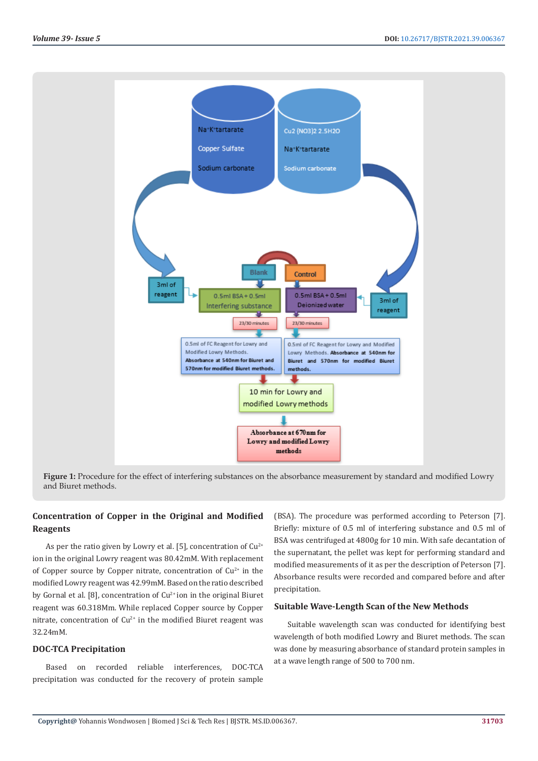**Figure 1:** Procedure for the effect of interfering substances on the absorbance measurement by standard and modified Lowry and Biuret methods.

### Concentration of Copper in the Original and Modified Reagents

As per the ratio given by Lowry et al. [5], concentration of $Cu^{2+}$ ion in the original Lowry reagent was 80.42mM. With replacement of Copper source by Copper nitrate, concentration of $Cu^{2+}$ in the modified Lowry reagent was 42.99mM. Based on the ratio described by Gornal et al. [8], concentration of $Cu^{2+}$ ion in the original Biuret reagent was 60.318Mm. While replaced Copper source by Copper nitrate, concentration of $Cu^{2+}$ in the modified Biuret reagent was 32.24mM.

### DOC-TCA Precipitation

Based on recorded reliable interferences, DOC-TCA precipitation was conducted for the recovery of protein sample (BSA). The procedure was performed according to Peterson [7]. Briefly: mixture of 0.5 ml of interfering substance and 0.5 ml of BSA was centrifuged at 4800g for 10 min. With safe decantation of the supernatant, the pellet was kept for performing standard and modified measurements of it as per the description of Peterson [7]. Absorbance results were recorded and compared before and after precipitation.

### Suitable Wave-Length Scan of the New Methods

Suitable wavelength scan was conducted for identifying best wavelength of both modified Lowry and Biuret methods. The scan was done by measuring absorbance of standard protein samples in at a wave length range of 500 to 700 nm.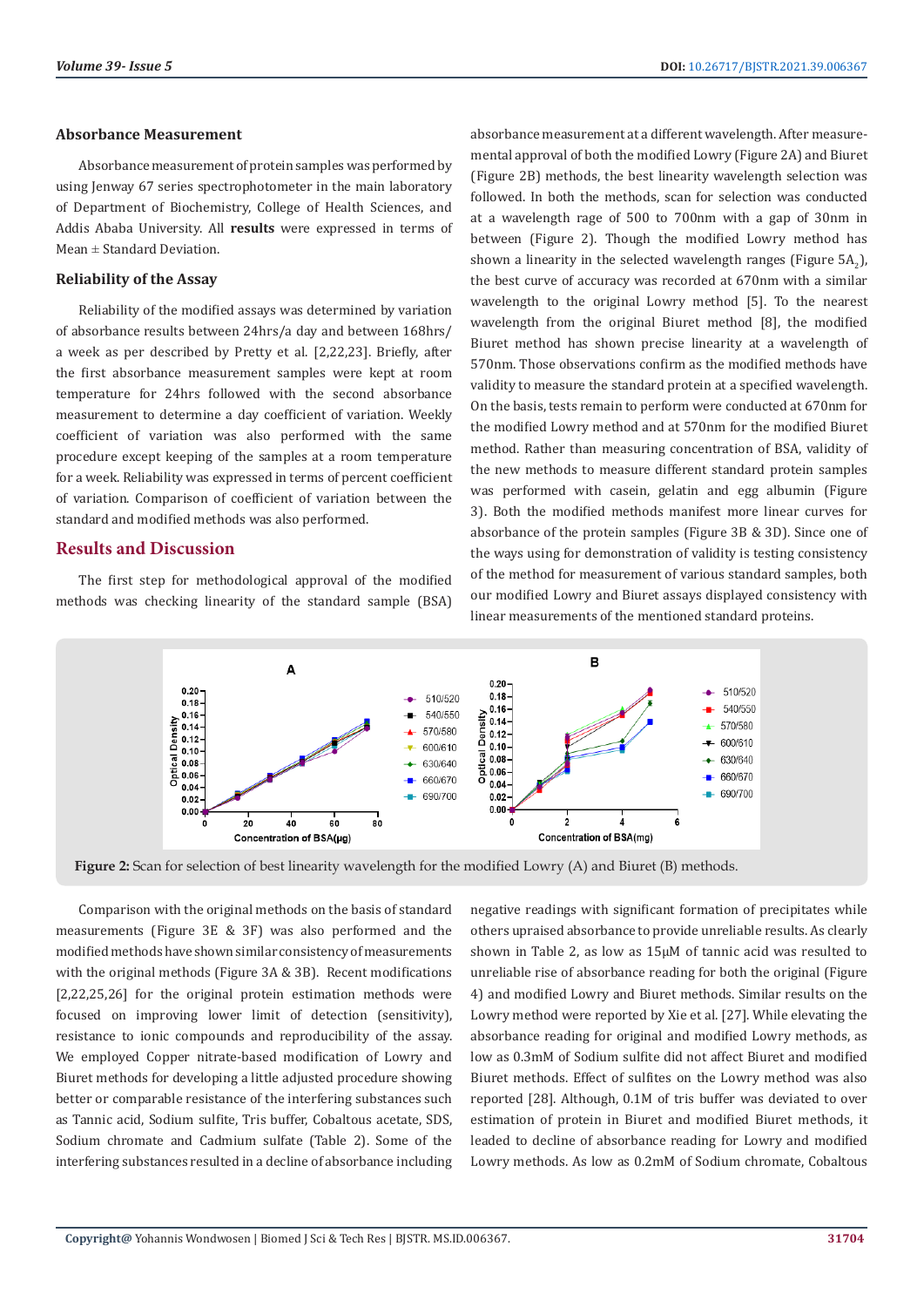### Absorbance Measurement

Absorbance measurement of protein samples was performed by using Jenway 67 series spectrophotometer in the main laboratory of Department of Biochemistry, College of Health Sciences, and Addis Ababa University. All **results** were expressed in terms of Mean ± Standard Deviation.

### Reliability of the Assay

Reliability of the modified assays was determined by variation of absorbance results between 24hrs/a day and between 168hrs/ a week as per described by Pretty et al. [2,22,23]. Briefly, after the first absorbance measurement samples were kept at room temperature for 24hrs followed with the second absorbance measurement to determine a day coefficient of variation. Weekly coefficient of variation was also performed with the same procedure except keeping of the samples at a room temperature for a week. Reliability was expressed in terms of percent coefficient of variation. Comparison of coefficient of variation between the standard and modified methods was also performed.

## Results and Discussion

The first step for methodological approval of the modified methods was checking linearity of the standard sample (BSA) absorbance measurement at a different wavelength. After measuremental approval of both the modified Lowry (Figure 2A) and Biuret (Figure 2B) methods, the best linearity wavelength selection was followed. In both the methods, scan for selection was conducted at a wavelength rage of 500 to 700nm with a gap of 30nm in between (Figure 2). Though the modified Lowry method has shown a linearity in the selected wavelength ranges (Figure $5A_2$), the best curve of accuracy was recorded at 670nm with a similar wavelength to the original Lowry method [5]. To the nearest wavelength from the original Biuret method [8], the modified Biuret method has shown precise linearity at a wavelength of 570nm. Those observations confirm as the modified methods have validity to measure the standard protein at a specified wavelength. On the basis, tests remain to perform were conducted at 670nm for the modified Lowry method and at 570nm for the modified Biuret method. Rather than measuring concentration of BSA, validity of the new methods to measure different standard protein samples was performed with casein, gelatin and egg albumin (Figure 3). Both the modified methods manifest more linear curves for absorbance of the protein samples (Figure 3B & 3D). Since one of the ways using for demonstration of validity is testing consistency of the method for measurement of various standard samples, both our modified Lowry and Biuret assays displayed consistency with linear measurements of the mentioned standard proteins.

**Figure 2:** Scan for selection of best linearity wavelength for the modified Lowry (A) and Biuret (B) methods.

Comparison with the original methods on the basis of standard measurements (Figure 3E & 3F) was also performed and the modified methods have shown similar consistency of measurements with the original methods (Figure 3A & 3B). Recent modifications [2,22,25,26] for the original protein estimation methods were focused on improving lower limit of detection (sensitivity), resistance to ionic compounds and reproducibility of the assay. We employed Copper nitrate-based modification of Lowry and Biuret methods for developing a little adjusted procedure showing better or comparable resistance of the interfering substances such as Tannic acid, Sodium sulfite, Tris buffer, Cobaltous acetate, SDS, Sodium chromate and Cadmium sulfate (Table 2). Some of the interfering substances resulted in a decline of absorbance including negative readings with significant formation of precipitates while others upraised absorbance to provide unreliable results. As clearly shown in Table 2, as low as 15µM of tannic acid was resulted to unreliable rise of absorbance reading for both the original (Figure 4) and modified Lowry and Biuret methods. Similar results on the Lowry method were reported by Xie et al. [27]. While elevating the absorbance reading for original and modified Lowry methods, as low as 0.3mM of Sodium sulfite did not affect Biuret and modified Biuret methods. Effect of sulfites on the Lowry method was also reported [28]. Although, 0.1M of tris buffer was deviated to over estimation of protein in Biuret and modified Biuret methods, it leaded to decline of absorbance reading for Lowry and modified Lowry methods. As low as 0.2mM of Sodium chromate, Cobaltous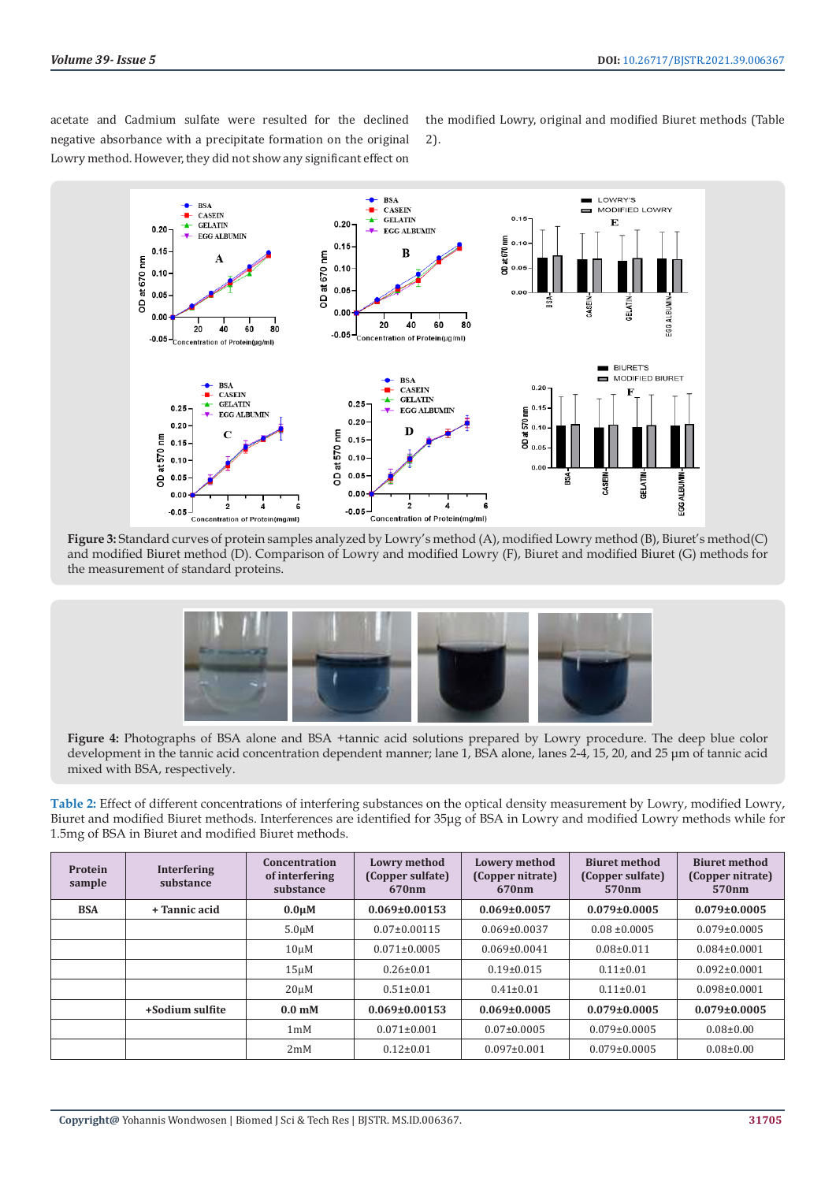acetate and Cadmium sulfate were resulted for the declined negative absorbance with a precipitate formation on the original Lowry method. However, they did not show any significant effect on the modified Lowry, original and modified Biuret methods (Table 2).

**Figure 3:** Standard curves of protein samples analyzed by Lowry's method (A), modified Lowry method (B), Biuret's method(C) and modified Biuret method (D). Comparison of Lowry and modified Lowry (F), Biuret and modified Biuret (G) methods for the measurement of standard proteins.

**Figure 4:** Photographs of BSA alone and BSA +tannic acid solutions prepared by Lowry procedure. The deep blue color development in the tannic acid concentration dependent manner; lane 1, BSA alone, lanes 2-4, 15, 20, and 25 µm of tannic acid mixed with BSA, respectively.

**Table 2:** Effect of different concentrations of interfering substances on the optical density measurement by Lowry, modified Lowry, Biuret and modified Biuret methods. Interferences are identified for 35µg of BSA in Lowry and modified Lowry methods while for 1.5mg of BSA in Biuret and modified Biuret methods.

| Protein sample | Interfering substance | Concentration of interfering substance | Lowry method (Copper sulfate) 670nm | Lowery method (Copper nitrate) 670nm | Biuret method (Copper sulfate) 570nm | Biuret method (Copper nitrate) 570nm |
|---|---|---|---|---|---|---|
| **BSA** | **+ Tannic acid** | **0.0µM** | **0.069±0.00153** | **0.069±0.0057** | **0.079±0.0005** | **0.079±0.0005** |
| | | 5.0µM | 0.07±0.00115 | 0.069±0.0037 | 0.08 ±0.0005 | 0.079±0.0005 |
| | | 10µM | 0.071±0.0005 | 0.069±0.0041 | 0.08±0.011 | 0.084±0.0001 |
| | | 15µM | 0.26±0.01 | 0.19±0.015 | 0.11±0.01 | 0.092±0.0001 |
| | | 20µM | 0.51±0.01 | 0.41±0.01 | 0.11±0.01 | 0.098±0.0001 |
| | **+Sodium sulfite** | **0.0 mM** | **0.069±0.00153** | **0.069±0.0005** | **0.079±0.0005** | **0.079±0.0005** |
| | | 1mM | 0.071±0.001 | 0.07±0.0005 | 0.079±0.0005 | 0.08±0.00 |
| | | 2mM | 0.12±0.01 | 0.097±0.001 | 0.079±0.0005 | 0.08±0.00 |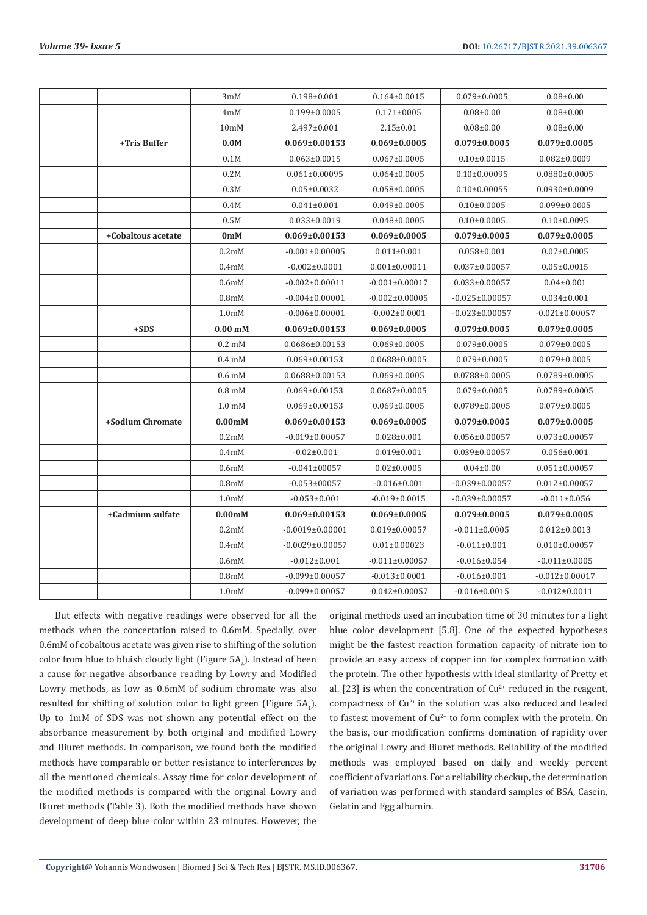|  |  | 3mM | 0.198±0.001 | 0.164±0.0015 | 0.079±0.0005 | 0.08±0.00 |
|---|---|---|---|---|---|---|
|  |  | 4mM | 0.199±0.0005 | 0.171±0005 | 0.08±0.00 | 0.08±0.00 |
|  |  | 10mM | 2.497±0.001 | 2.15±0.01 | 0.08±0.00 | 0.08±0.00 |
|  | **+Tris Buffer** | **0.0M** | **0.069±0.00153** | **0.069±0.0005** | **0.079±0.0005** | **0.079±0.0005** |
|  |  | 0.1M | 0.063±0.0015 | 0.067±0.0005 | 0.10±0.0015 | 0.082±0.0009 |
|  |  | 0.2M | 0.061±0.00095 | 0.064±0.0005 | 0.10±0.00095 | 0.0880±0.0005 |
|  |  | 0.3M | 0.05±0.0032 | 0.058±0.0005 | 0.10±0.00055 | 0.0930±0.0009 |
|  |  | 0.4M | 0.041±0.001 | 0.049±0.0005 | 0.10±0.0005 | 0.099±0.0005 |
|  |  | 0.5M | 0.033±0.0019 | 0.048±0.0005 | 0.10±0.0005 | 0.10±0.0095 |
|  | **+Cobaltous acetate** | **0mM** | **0.069±0.00153** | **0.069±0.0005** | **0.079±0.0005** | **0.079±0.0005** |
|  |  | 0.2mM | -0.001±0.00005 | 0.011±0.001 | 0.058±0.001 | 0.07±0.0005 |
|  |  | 0.4mM | -0.002±0.0001 | 0.001±0.00011 | 0.037±0.00057 | 0.05±0.0015 |
|  |  | 0.6mM | -0.002±0.00011 | -0.001±0.00017 | 0.033±0.00057 | 0.04±0.001 |
|  |  | 0.8mM | -0.004±0.00001 | -0.002±0.00005 | -0.025±0.00057 | 0.034±0.001 |
|  |  | 1.0mM | -0.006±0.00001 | -0.002±0.0001 | -0.023±0.00057 | -0.021±0.00057 |
|  | **+SDS** | **0.00 mM** | **0.069±0.00153** | **0.069±0.0005** | **0.079±0.0005** | **0.079±0.0005** |
|  |  | 0.2 mM | 0.0686±0.00153 | 0.069±0.0005 | 0.079±0.0005 | 0.079±0.0005 |
|  |  | 0.4 mM | 0.069±0.00153 | 0.0688±0.0005 | 0.079±0.0005 | 0.079±0.0005 |
|  |  | 0.6 mM | 0.0688±0.00153 | 0.069±0.0005 | 0.0788±0.0005 | 0.0789±0.0005 |
|  |  | 0.8 mM | 0.069±0.00153 | 0.0687±0.0005 | 0.079±0.0005 | 0.0789±0.0005 |
|  |  | 1.0 mM | 0.069±0.00153 | 0.069±0.0005 | 0.0789±0.0005 | 0.079±0.0005 |
|  | **+Sodium Chromate** | **0.00mM** | **0.069±0.00153** | **0.069±0.0005** | **0.079±0.0005** | **0.079±0.0005** |
|  |  | 0.2mM | -0.019±0.00057 | 0.028±0.001 | 0.056±0.00057 | 0.073±0.00057 |
|  |  | 0.4mM | -0.02±0.001 | 0.019±0.001 | 0.039±0.00057 | 0.056±0.001 |
|  |  | 0.6mM | -0.041±00057 | 0.02±0.0005 | 0.04±0.00 | 0.051±0.00057 |
|  |  | 0.8mM | -0.053±00057 | -0.016±0.001 | -0.039±0.00057 | 0.012±0.00057 |
|  |  | 1.0mM | -0.053±0.001 | -0.019±0.0015 | -0.039±0.00057 | -0.011±0.056 |
|  | **+Cadmium sulfate** | **0.00mM** | **0.069±0.00153** | **0.069±0.0005** | **0.079±0.0005** | **0.079±0.0005** |
|  |  | 0.2mM | -0.0019±0.00001 | 0.019±0.00057 | -0.011±0.0005 | 0.012±0.0013 |
|  |  | 0.4mM | -0.0029±0.00057 | 0.01±0.00023 | -0.011±0.001 | 0.010±0.00057 |
|  |  | 0.6mM | -0.012±0.001 | -0.011±0.00057 | -0.016±0.054 | -0.011±0.0005 |
|  |  | 0.8mM | -0.099±0.00057 | -0.013±0.0001 | -0.016±0.001 | -0.012±0.00017 |
|  |  | 1.0mM | -0.099±0.00057 | -0.042±0.00057 | -0.016±0.0015 | -0.012±0.0011 |

But effects with negative readings were observed for all the methods when the concertation raised to 0.6mM. Specially, over 0.6mM of cobaltous acetate was given rise to shifting of the solution color from blue to bluish cloudy light (Figure $5A_4$). Instead of been a cause for negative absorbance reading by Lowry and Modified Lowry methods, as low as 0.6mM of sodium chromate was also resulted for shifting of solution color to light green (Figure $5A_1$). Up to 1mM of SDS was not shown any potential effect on the absorbance measurement by both original and modified Lowry and Biuret methods. In comparison, we found both the modified methods have comparable or better resistance to interferences by all the mentioned chemicals. Assay time for color development of the modified methods is compared with the original Lowry and Biuret methods (Table 3). Both the modified methods have shown development of deep blue color within 23 minutes. However, the original methods used an incubation time of 30 minutes for a light blue color development [5,8]. One of the expected hypotheses might be the fastest reaction formation capacity of nitrate ion to provide an easy access of copper ion for complex formation with the protein. The other hypothesis with ideal similarity of Pretty et al. [23] is when the concentration of $Cu^{2+}$ reduced in the reagent, compactness of $Cu^{2+}$ in the solution was also reduced and leaded to fastest movement of $Cu^{2+}$ to form complex with the protein. On the basis, our modification confirms domination of rapidity over the original Lowry and Biuret methods. Reliability of the modified methods was employed based on daily and weekly percent coefficient of variations. For a reliability checkup, the determination of variation was performed with standard samples of BSA, Casein, Gelatin and Egg albumin.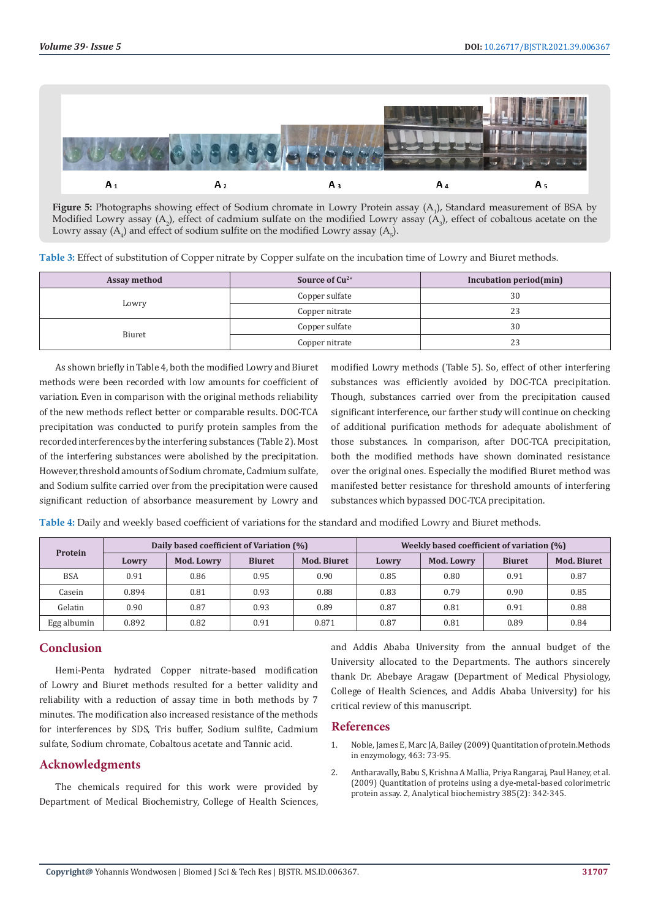Figure 5: Photographs showing effect of Sodium chromate in Lowry Protein assay ($A_1$), Standard measurement of BSA by Modified Lowry assay ($A_2$), effect of cadmium sulfate on the modified Lowry assay ($A_3$), effect of cobaltous acetate on the Lowry assay ($A_4$) and effect of sodium sulfite on the modified Lowry assay ($A_5$).

**Table 3:** Effect of substitution of Copper nitrate by Copper sulfate on the incubation time of Lowry and Biuret methods.

| Assay method | Source of $Cu^{2+}$ | Incubation period(min) |
|---|---|---|
| Lowry | Copper sulfate | 30 |
| | Copper nitrate | 23 |
| Biuret | Copper sulfate | 30 |
| | Copper nitrate | 23 |

As shown briefly in Table 4, both the modified Lowry and Biuret methods were been recorded with low amounts for coefficient of variation. Even in comparison with the original methods reliability of the new methods reflect better or comparable results. DOC-TCA precipitation was conducted to purify protein samples from the recorded interferences by the interfering substances (Table 2). Most of the interfering substances were abolished by the precipitation. However, threshold amounts of Sodium chromate, Cadmium sulfate, and Sodium sulfite carried over from the precipitation were caused significant reduction of absorbance measurement by Lowry and modified Lowry methods (Table 5). So, effect of other interfering substances was efficiently avoided by DOC-TCA precipitation. Though, substances carried over from the precipitation caused significant interference, our farther study will continue on checking of additional purification methods for adequate abolishment of those substances. In comparison, after DOC-TCA precipitation, both the modified methods have shown dominated resistance over the original ones. Especially the modified Biuret method was manifested better resistance for threshold amounts of interfering substances which bypassed DOC-TCA precipitation.

**Table 4:** Daily and weekly based coefficient of variations for the standard and modified Lowry and Biuret methods.

| Protein | Daily based coefficient of Variation (%) | | | | Weekly based coefficient of variation (%) | | | |
|---|---|---|---|---|---|---|---|---|
| | Lowry | Mod. Lowry | Biuret | Mod. Biuret | Lowry | Mod. Lowry | Biuret | Mod. Biuret |
| BSA | 0.91 | 0.86 | 0.95 | 0.90 | 0.85 | 0.80 | 0.91 | 0.87 |
| Casein | 0.894 | 0.81 | 0.93 | 0.88 | 0.83 | 0.79 | 0.90 | 0.85 |
| Gelatin | 0.90 | 0.87 | 0.93 | 0.89 | 0.87 | 0.81 | 0.91 | 0.88 |
| Egg albumin | 0.892 | 0.82 | 0.91 | 0.871 | 0.87 | 0.81 | 0.89 | 0.84 |

## Conclusion

Hemi-Penta hydrated Copper nitrate-based modification of Lowry and Biuret methods resulted for a better validity and reliability with a reduction of assay time in both methods by 7 minutes. The modification also increased resistance of the methods for interferences by SDS, Tris buffer, Sodium sulfite, Cadmium sulfate, Sodium chromate, Cobaltous acetate and Tannic acid.

## Acknowledgments

The chemicals required for this work were provided by Department of Medical Biochemistry, College of Health Sciences, and Addis Ababa University from the annual budget of the University allocated to the Departments. The authors sincerely thank Dr. Abebaye Aragaw (Department of Medical Physiology, College of Health Sciences, and Addis Ababa University) for his critical review of this manuscript.

## References

1. Noble, James E, Marc JA, Bailey (2009) Quantitation of protein.Methods in enzymology, 463: 73-95.
2. Antharavally, Babu S, Krishna A Mallia, Priya Rangaraj, Paul Haney, et al. (2009) Quantitation of proteins using a dye-metal-based colorimetric protein assay. 2, Analytical biochemistry 385(2): 342-345.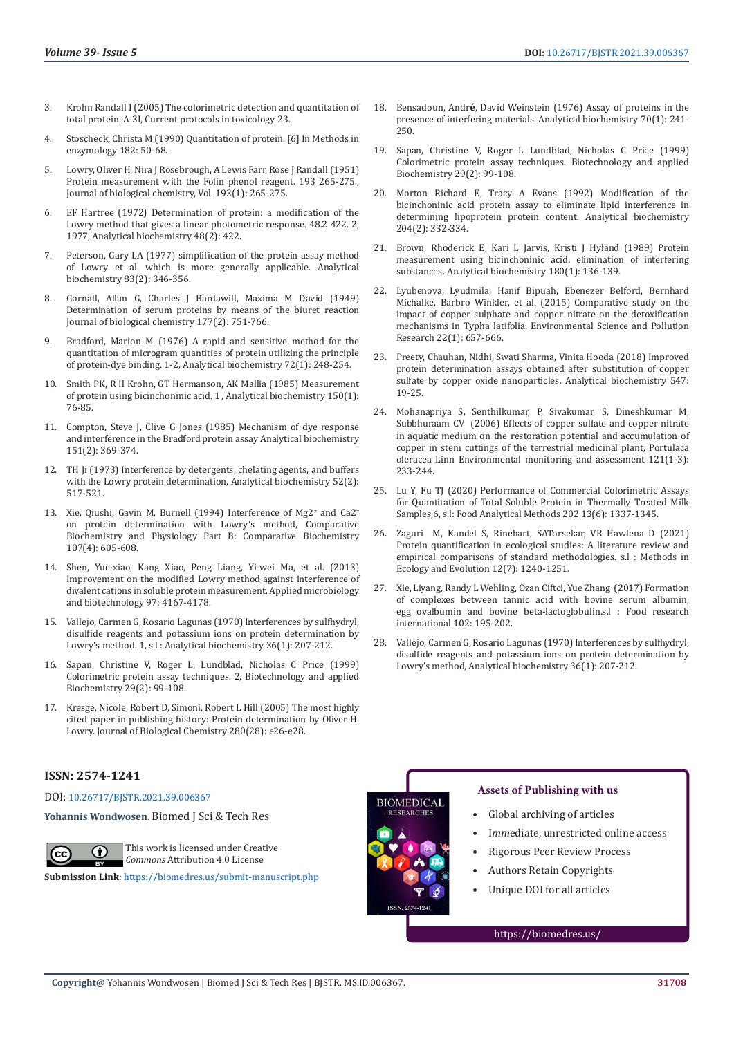3. Krohn Randall I (2005) The colorimetric detection and quantitation of total protein. A-3I, Current protocols in toxicology 23.
4. Stoscheck, Christa M (1990) Quantitation of protein. [6] In Methods in enzymology 182: 50-68.
5. Lowry, Oliver H, Nira J Rosebrough, A Lewis Farr, Rose J Randall (1951) Protein measurement with the Folin phenol reagent. 193 265-275., Journal of biological chemistry, Vol. 193(1): 265-275.
6. EF Hartree (1972) Determination of protein: a modification of the Lowry method that gives a linear photometric response. 48.2 422. 2, 1977, Analytical biochemistry 48(2): 422.
7. Peterson, Gary LA (1977) simplification of the protein assay method of Lowry et al. which is more generally applicable. Analytical biochemistry 83(2): 346-356.
8. Gornall, Allan G, Charles J Bardawill, Maxima M David (1949) Determination of serum proteins by means of the biuret reaction Journal of biological chemistry 177(2): 751-766.
9. Bradford, Marion M (1976) A rapid and sensitive method for the quantitation of microgram quantities of protein utilizing the principle of protein-dye binding. 1-2, Analytical biochemistry 72(1): 248-254.
10. Smith PK, R Il Krohn, GT Hermanson, AK Mallia (1985) Measurement of protein using bicinchoninic acid. 1 , Analytical biochemistry 150(1): 76-85.
11. Compton, Steve J, Clive G Jones (1985) Mechanism of dye response and interference in the Bradford protein assay Analytical biochemistry 151(2): 369-374.
12. TH Ji (1973) Interference by detergents, chelating agents, and buffers with the Lowry protein determination, Analytical biochemistry 52(2): 517-521.
13. Xie, Qiushi, Gavin M, Burnell (1994) Interference of $Mg^{2+}$ and $Ca^{2+}$ on protein determination with Lowry's method, Comparative Biochemistry and Physiology Part B: Comparative Biochemistry 107(4): 605-608.
14. Shen, Yue-xiao, Kang Xiao, Peng Liang, Yi-wei Ma, et al. (2013) Improvement on the modified Lowry method against interference of divalent cations in soluble protein measurement. Applied microbiology and biotechnology 97: 4167-4178.
15. Vallejo, Carmen G, Rosario Lagunas (1970) Interferences by sulfhydryl, disulfide reagents and potassium ions on protein determination by Lowry's method. 1, s.l : Analytical biochemistry 36(1): 207-212.
16. Sapan, Christine V, Roger L, Lundblad, Nicholas C Price (1999) Colorimetric protein assay techniques. 2, Biotechnology and applied Biochemistry 29(2): 99-108.
17. Kresge, Nicole, Robert D, Simoni, Robert L Hill (2005) The most highly cited paper in publishing history: Protein determination by Oliver H. Lowry. Journal of Biological Chemistry 280(28): e26-e28.
18. Bensadoun, André, David Weinstein (1976) Assay of proteins in the presence of interfering materials. Analytical biochemistry 70(1): 241-250.
19. Sapan, Christine V, Roger L Lundblad, Nicholas C Price (1999) Colorimetric protein assay techniques. Biotechnology and applied Biochemistry 29(2): 99-108.
20. Morton Richard E, Tracy A Evans (1992) Modification of the bicinchoninic acid protein assay to eliminate lipid interference in determining lipoprotein protein content. Analytical biochemistry 204(2): 332-334.
21. Brown, Rhoderick E, Kari L Jarvis, Kristi J Hyland (1989) Protein measurement using bicinchoninic acid: elimination of interfering substances. Analytical biochemistry 180(1): 136-139.
22. Lyubenova, Lyudmila, Hanif Bipuah, Ebenezer Belford, Bernhard Michalke, Barbro Winkler, et al. (2015) Comparative study on the impact of copper sulphate and copper nitrate on the detoxification mechanisms in Typha latifolia. Environmental Science and Pollution Research 22(1): 657-666.
23. Preety, Chauhan, Nidhi, Swati Sharma, Vinita Hooda (2018) Improved protein determination assays obtained after substitution of copper sulfate by copper oxide nanoparticles. Analytical biochemistry 547: 19-25.
24. Mohanapriya S, Senthilkumar, P, Sivakumar, S, Dineshkumar M, Subbhuraam CV (2006) Effects of copper sulfate and copper nitrate in aquatic medium on the restoration potential and accumulation of copper in stem cuttings of the terrestrial medicinal plant, Portulaca oleracea Linn Environmental monitoring and assessment 121(1-3): 233-244.
25. Lu Y, Fu TJ (2020) Performance of Commercial Colorimetric Assays for Quantitation of Total Soluble Protein in Thermally Treated Milk Samples,6, s.l: Food Analytical Methods 202 13(6): 1337-1345.
26. Zaguri M, Kandel S, Rinehart, SATorsekar, VR Hawlena D (2021) Protein quantification in ecological studies: A literature review and empirical comparisons of standard methodologies. s.l : Methods in Ecology and Evolution 12(7): 1240-1251.
27. Xie, Liyang, Randy L Wehling, Ozan Ciftci, Yue Zhang (2017) Formation of complexes between tannic acid with bovine serum albumin, egg ovalbumin and bovine beta-lactoglobulin.s.l : Food research international 102: 195-202.
28. Vallejo, Carmen G, Rosario Lagunas (1970) Interferences by sulfhydryl, disulfide reagents and potassium ions on protein determination by Lowry's method, Analytical biochemistry 36(1): 207-212.

**ISSN: 2574-1241**

DOI: 10.26717/BJSTR.2021.39.006367

**Yohannis Wondwosen.** Biomed J Sci & Tech Res

This work is licensed under Creative *Commons* Attribution 4.0 License

**Submission Link**: https://biomedres.us/submit-manuscript.php

**Assets of Publishing with us**

- Global archiving of articles
- Immediate, unrestricted online access
- Rigorous Peer Review Process
- Authors Retain Copyrights
- Unique DOI for all articles

https://biomedres.us/